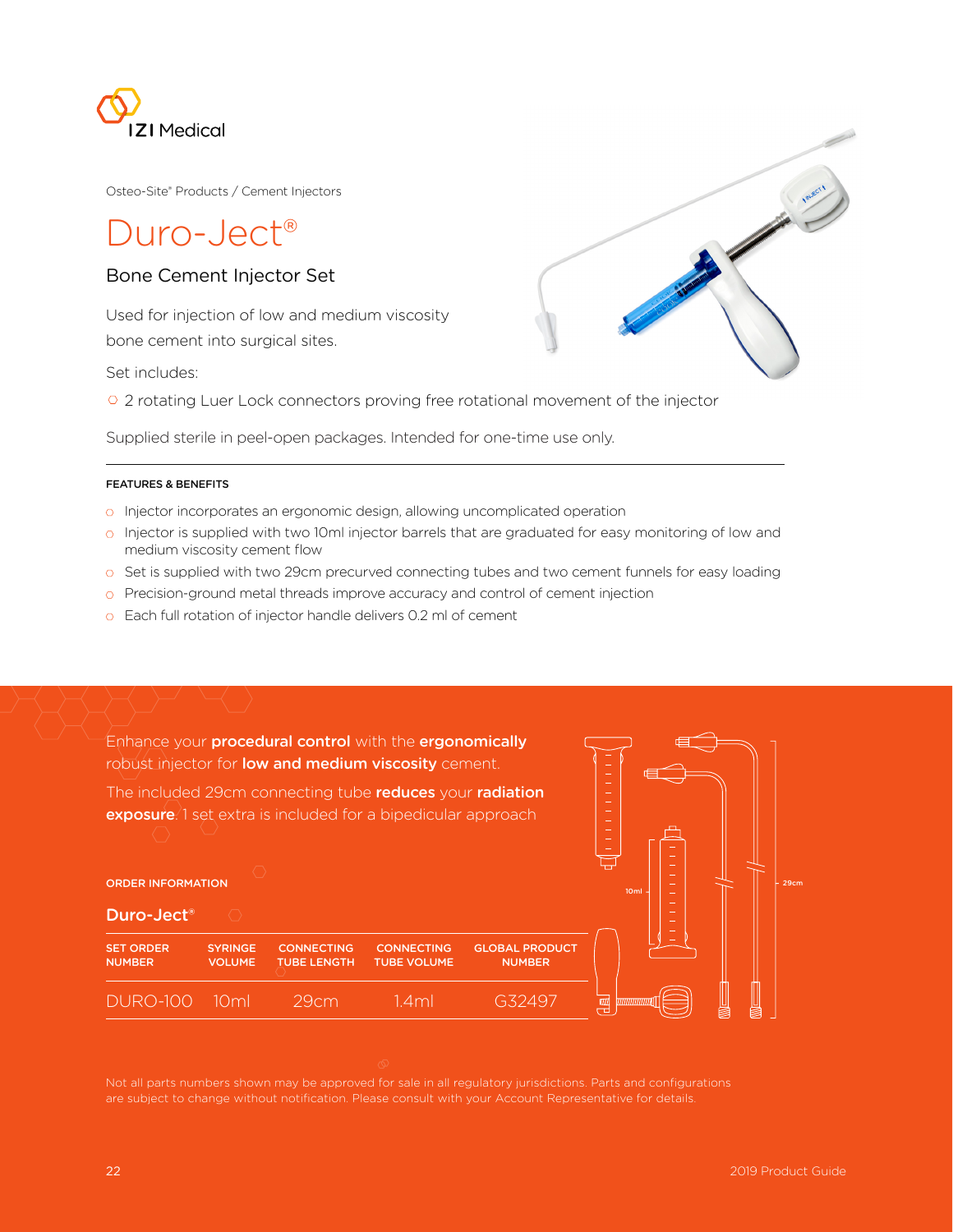IZI Medical

Osteo-Site® Products / Cement Injectors

# Duro-Ject®

## Bone Cement Injector Set

Used for injection of low and medium viscosity bone cement into surgical sites.

Set includes:

- 2 rotating Luer Lock connectors proving free rotational movement of the injector

Supplied sterile in peel-open packages. Intended for one-time use only.

### FEATURES & BENEFITS

- Injector incorporates an ergonomic design, allowing uncomplicated operation
- Injector is supplied with two 10ml injector barrels that are graduated for easy monitoring of low and medium viscosity cement flow
- Set is supplied with two 29cm precurved connecting tubes and two cement funnels for easy loading
- Precision-ground metal threads improve accuracy and control of cement injection
- Each full rotation of injector handle delivers 0.2 ml of cement

Enhance your **procedural control** with the **ergonomically** robust injector for **low and medium viscosity** cement.

The included 29cm connecting tube **reduces** your **radiation exposure**. 1 set extra is included for a bipedicular approach

### ORDER INFORMATION

### Duro-Ject®

| SET ORDER NUMBER | SYRINGE VOLUME | CONNECTING TUBE LENGTH | CONNECTING TUBE VOLUME | GLOBAL PRODUCT NUMBER |
|---|---|---|---|---|
| DURO-100 | 10ml | 29cm | 1.4ml | G32497 |

10ml

29cm

Not all parts numbers shown may be approved for sale in all regulatory jurisdictions. Parts and configurations are subject to change without notification. Please consult with your Account Representative for details.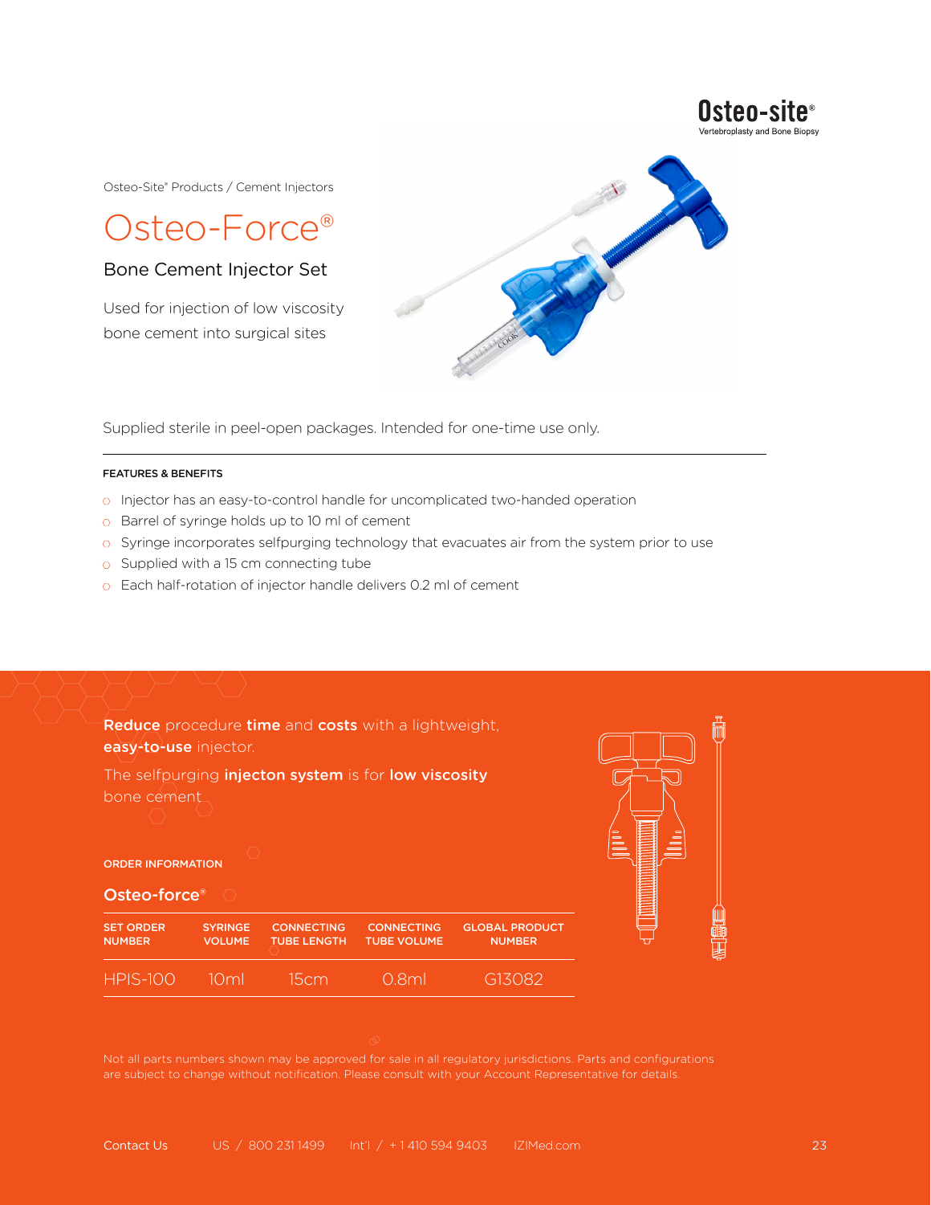Osteo-site®
Vertebroplasty and Bone Biopsy

Osteo-Site® Products / Cement Injectors

# Osteo-Force®

## Bone Cement Injector Set

Used for injection of low viscosity bone cement into surgical sites

Supplied sterile in peel-open packages. Intended for one-time use only.

### FEATURES & BENEFITS

- Injector has an easy-to-control handle for uncomplicated two-handed operation
- Barrel of syringe holds up to 10 ml of cement
- Syringe incorporates selfpurging technology that evacuates air from the system prior to use
- Supplied with a 15 cm connecting tube
- Each half-rotation of injector handle delivers 0.2 ml of cement

**Reduce** procedure **time** and **costs** with a lightweight, **easy-to-use** injector.

The selfpurging **injecton system** is for **low viscosity** bone cement

### ORDER INFORMATION

#### Osteo-force®

| SET ORDER NUMBER | SYRINGE VOLUME | CONNECTING TUBE LENGTH | CONNECTING TUBE VOLUME | GLOBAL PRODUCT NUMBER |
|---|---|---|---|---|
| HPIS-100 | 10ml | 15cm | 0.8ml | G13082 |

Not all parts numbers shown may be approved for sale in all regulatory jurisdictions. Parts and configurations are subject to change without notification. Please consult with your Account Representative for details.

Contact Us US / 800 231 1499 Int'l / + 1 410 594 9403 IZIMed.com